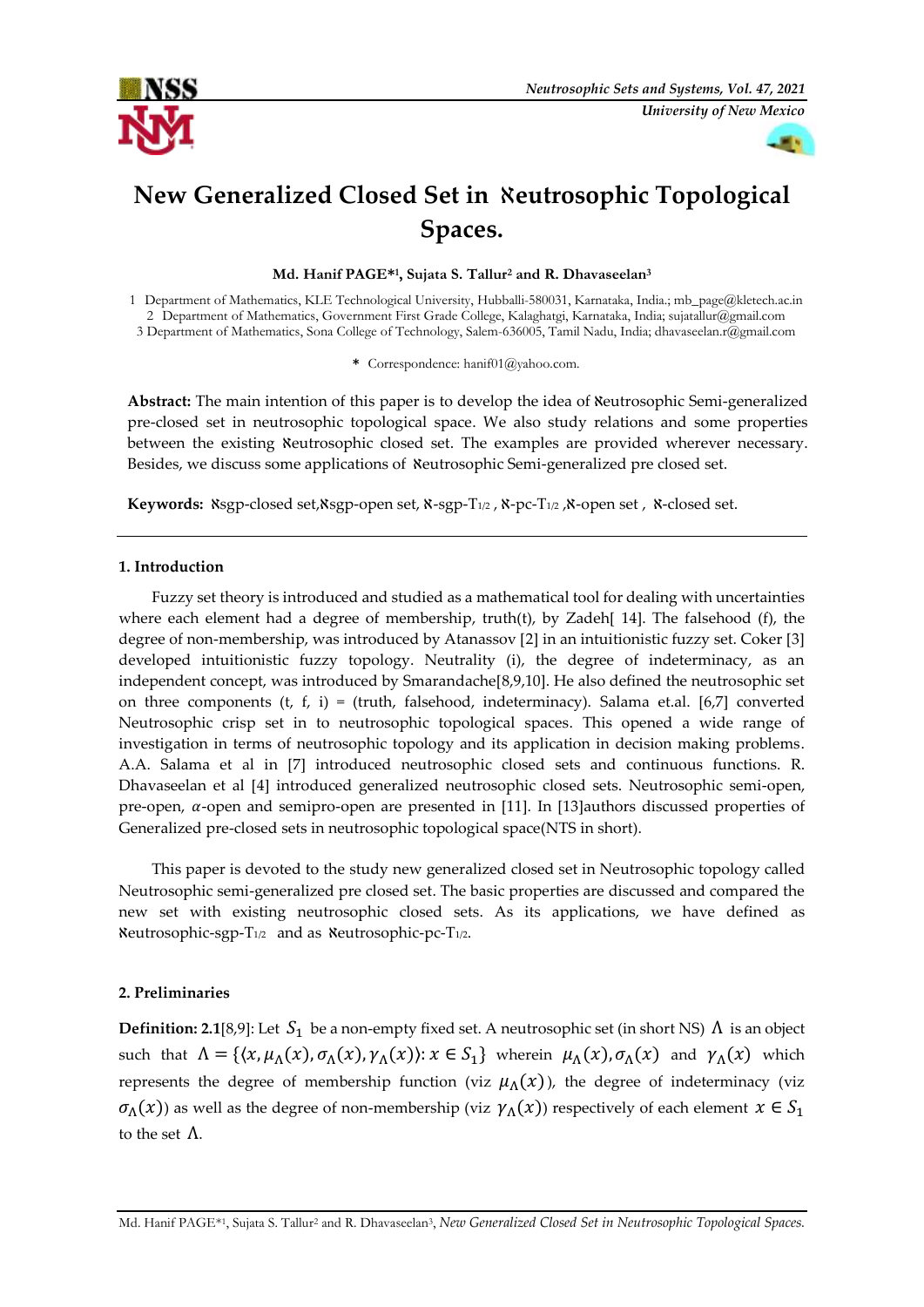# New Generalized Closed Set in ℵeutrosophic Topological Spaces.

**Md. Hanif PAGE*[1], Sujata S. Tallur[2] and R. Dhavaseelan[3]**

1 Department of Mathematics, KLE Technological University, Hubballi-580031, Karnataka, India.; mb_page@kletech.ac.in
2 Department of Mathematics, Government First Grade College, Kalaghatgi, Karnataka, India; sujatallur@gmail.com
3 Department of Mathematics, Sona College of Technology, Salem-636005, Tamil Nadu, India; dhavaseelan.r@gmail.com

* Correspondence: hanif01@yahoo.com.

**Abstract:** The main intention of this paper is to develop the idea of ℵeutrosophic Semi-generalized pre-closed set in neutrosophic topological space. We also study relations and some properties between the existing ℵeutrosophic closed set. The examples are provided wherever necessary. Besides, we discuss some applications of ℵeutrosophic Semi-generalized pre closed set.

**Keywords:** ℵsgp-closed set,ℵsgp-open set, ℵ-sgp-$T_{1/2}$ , ℵ-pc-$T_{1/2}$ ,ℵ-open set , ℵ-closed set.

## 1. Introduction

Fuzzy set theory is introduced and studied as a mathematical tool for dealing with uncertainties where each element had a degree of membership, truth(t), by Zadeh[ 14]. The falsehood (f), the degree of non-membership, was introduced by Atanassov [2] in an intuitionistic fuzzy set. Coker [3] developed intuitionistic fuzzy topology. Neutrality (i), the degree of indeterminacy, as an independent concept, was introduced by Smarandache[8,9,10]. He also defined the neutrosophic set on three components (t, f, i) = (truth, falsehood, indeterminacy). Salama et.al. [6,7] converted Neutrosophic crisp set in to neutrosophic topological spaces. This opened a wide range of investigation in terms of neutrosophic topology and its application in decision making problems. A.A. Salama et al in [7] introduced neutrosophic closed sets and continuous functions. R. Dhavaseelan et al [4] introduced generalized neutrosophic closed sets. Neutrosophic semi-open, pre-open, $\alpha$-open and semipro-open are presented in [11]. In [13]authors discussed properties of Generalized pre-closed sets in neutrosophic topological space(NTS in short).

This paper is devoted to the study new generalized closed set in Neutrosophic topology called Neutrosophic semi-generalized pre closed set. The basic properties are discussed and compared the new set with existing neutrosophic closed sets. As its applications, we have defined as ℵeutrosophic-sgp-$T_{1/2}$ and as ℵeutrosophic-pc-$T_{1/2}$.

## 2. Preliminaries

**Definition: 2.1**[8,9]: Let $S_1$ be a non-empty fixed set. A neutrosophic set (in short NS) $\Lambda$ is an object such that $\Lambda = \{\langle x, \mu_\Lambda(x), \sigma_\Lambda(x), \gamma_\Lambda(x)\rangle : x \in S_1\}$ wherein $\mu_\Lambda(x), \sigma_\Lambda(x)$ and $\gamma_\Lambda(x)$ which represents the degree of membership function (viz $\mu_\Lambda(x)$), the degree of indeterminacy (viz $\sigma_\Lambda(x)$) as well as the degree of non-membership (viz $\gamma_\Lambda(x)$) respectively of each element $x \in S_1$ to the set $\Lambda$.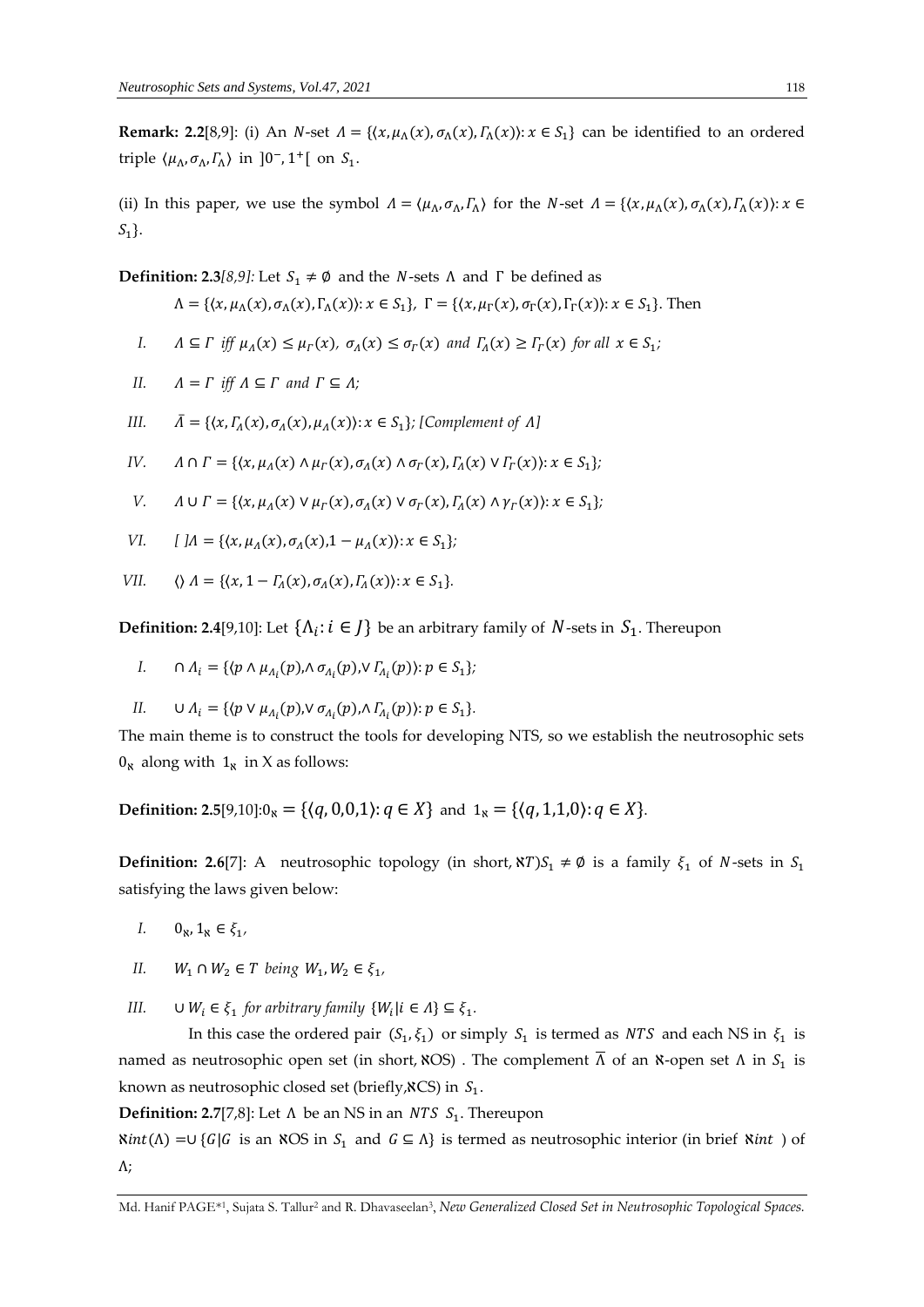**Remark: 2.2**[8,9]: (i) An $N$-set $\Lambda = \{\langle x, \mu_\Lambda(x), \sigma_\Lambda(x), \Gamma_\Lambda(x)\rangle : x \in S_1\}$ can be identified to an ordered triple $\langle \mu_\Lambda, \sigma_\Lambda, \Gamma_\Lambda \rangle$ in $]0^-, 1^+[$ on $S_1$.

(ii) In this paper, we use the symbol $\Lambda = \langle \mu_\Lambda, \sigma_\Lambda, \Gamma_\Lambda \rangle$ for the $N$-set $\Lambda = \{\langle x, \mu_\Lambda(x), \sigma_\Lambda(x), \Gamma_\Lambda(x)\rangle : x \in S_1\}$.

**Definition: 2.3***[8,9]:* Let $S_1 \neq \emptyset$ and the $N$-sets $\Lambda$ and $\Gamma$ be defined as

$$\Lambda = \{\langle x, \mu_\Lambda(x), \sigma_\Lambda(x), \Gamma_\Lambda(x)\rangle : x \in S_1\},\ \Gamma = \{\langle x, \mu_\Gamma(x), \sigma_\Gamma(x), \Gamma_\Gamma(x)\rangle : x \in S_1\}.\ \text{Then}$$

I. $\Lambda \subseteq \Gamma$ *iff* $\mu_\Lambda(x) \leq \mu_\Gamma(x)$, $\sigma_\Lambda(x) \leq \sigma_\Gamma(x)$ *and* $\Gamma_\Lambda(x) \geq \Gamma_\Gamma(x)$ *for all* $x \in S_1$;

II. $\Lambda = \Gamma$ *iff* $\Lambda \subseteq \Gamma$ *and* $\Gamma \subseteq \Lambda$;

III. $\bar{\Lambda} = \{\langle x, \Gamma_\Lambda(x), \sigma_\Lambda(x), \mu_\Lambda(x)\rangle : x \in S_1\}$; *[Complement of* $\Lambda$*]*

IV. $\Lambda \cap \Gamma = \{\langle x, \mu_\Lambda(x) \wedge \mu_\Gamma(x), \sigma_\Lambda(x) \wedge \sigma_\Gamma(x), \Gamma_\Lambda(x) \vee \Gamma_\Gamma(x)\rangle : x \in S_1\}$;

V. $\Lambda \cup \Gamma = \{\langle x, \mu_\Lambda(x) \vee \mu_\Gamma(x), \sigma_\Lambda(x) \vee \sigma_\Gamma(x), \Gamma_\Lambda(x) \wedge \gamma_\Gamma(x)\rangle : x \in S_1\}$;

VI. $[\ ]\Lambda = \{\langle x, \mu_\Lambda(x), \sigma_\Lambda(x), 1 - \mu_\Lambda(x)\rangle : x \in S_1\}$;

VII. $\langle\rangle\ \Lambda = \{\langle x, 1 - \Gamma_\Lambda(x), \sigma_\Lambda(x), \Gamma_\Lambda(x)\rangle : x \in S_1\}$.

**Definition: 2.4**[9,10]: Let $\{\Lambda_i : i \in J\}$ be an arbitrary family of $N$-sets in $S_1$. Thereupon

I. $\cap\, \Lambda_i = \{\langle p \wedge \mu_{\Lambda_i}(p), \wedge\, \sigma_{\Lambda_i}(p), \vee\, \Gamma_{\Lambda_i}(p)\rangle : p \in S_1\}$;

II. $\cup\, \Lambda_i = \{\langle p \vee \mu_{\Lambda_i}(p), \vee\, \sigma_{\Lambda_i}(p), \wedge\, \Gamma_{\Lambda_i}(p)\rangle : p \in S_1\}$.

The main theme is to construct the tools for developing NTS, so we establish the neutrosophic sets $0_\aleph$ along with $1_\aleph$ in X as follows:

**Definition: 2.5**[9,10]:$0_\aleph = \{\langle q, 0,0,1\rangle : q \in X\}$ and $1_\aleph = \{\langle q, 1,1,0\rangle : q \in X\}$.

**Definition: 2.6**[7]: A neutrosophic topology (in short, $\aleph T$)$S_1 \neq \emptyset$ is a family $\xi_1$ of $N$-sets in $S_1$ satisfying the laws given below:

I. $0_\aleph, 1_\aleph \in \xi_1$,

II. $W_1 \cap W_2 \in T$ *being* $W_1, W_2 \in \xi_1$,

III. $\cup\, W_i \in \xi_1$ *for arbitrary family* $\{W_i | i \in \Lambda\} \subseteq \xi_1$.

In this case the ordered pair $(S_1, \xi_1)$ or simply $S_1$ is termed as $NTS$ and each NS in $\xi_1$ is named as neutrosophic open set (in short, $\aleph$OS) . The complement $\bar{\Lambda}$ of an $\aleph$-open set $\Lambda$ in $S_1$ is known as neutrosophic closed set (briefly,$\aleph$CS) in $S_1$.

**Definition: 2.7**[7,8]: Let $\Lambda$ be an NS in an $NTS$ $S_1$. Thereupon

$\aleph int(\Lambda) = \cup\, \{G | G$ is an $\aleph$OS in $S_1$ and $G \subseteq \Lambda\}$ is termed as neutrosophic interior (in brief $\aleph int$ ) of $\Lambda$;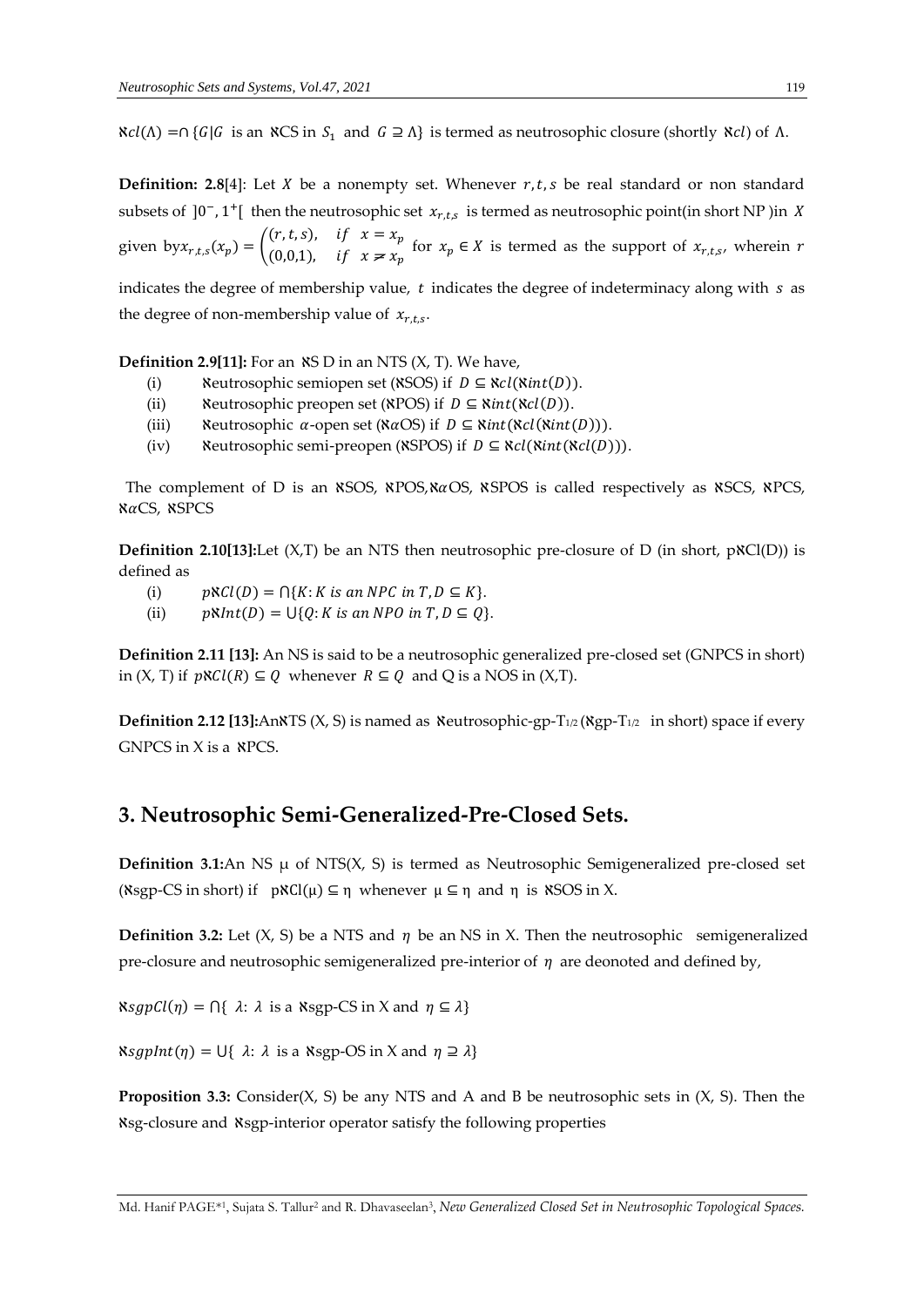$\aleph cl(\Lambda) = \cap \{G | G$ is an ℵCS in $S_1$ and $G \supseteq \Lambda\}$ is termed as neutrosophic closure (shortly $\aleph cl$) of $\Lambda$.

**Definition: 2.8**[4]: Let $X$ be a nonempty set. Whenever $r, t, s$ be real standard or non standard subsets of $]0^-, 1^+[$ then the neutrosophic set $x_{r,t,s}$ is termed as neutrosophic point(in short NP )in $X$ given by $x_{r,t,s}(x_p) = \begin{pmatrix} (r,t,s), & if \quad x = x_p \\ (0,0,1), & if \quad x \neq x_p \end{pmatrix}$ for $x_p \in X$ is termed as the support of $x_{r,t,s}$, wherein $r$ indicates the degree of membership value, $t$ indicates the degree of indeterminacy along with $s$ as the degree of non-membership value of $x_{r,t,s}$.

**Definition 2.9[11]:** For an ℵS D in an NTS (X, T). We have,

(i) ℵeutrosophic semiopen set (ℵSOS) if $D \subseteq \aleph cl(\aleph int(D))$.

(ii) ℵeutrosophic preopen set (ℵPOS) if $D \subseteq \aleph int(\aleph cl(D))$.

(iii) ℵeutrosophic $\alpha$-open set (ℵ$\alpha$OS) if $D \subseteq \aleph int(\aleph cl(\aleph int(D)))$.

(iv) ℵeutrosophic semi-preopen (ℵSPOS) if $D \subseteq \aleph cl(\aleph int(\aleph cl(D)))$.

The complement of D is an ℵSOS, ℵPOS,ℵ$\alpha$OS, ℵSPOS is called respectively as ℵSCS, ℵPCS, ℵ$\alpha$CS, ℵSPCS

**Definition 2.10[13]:**Let (X,T) be an NTS then neutrosophic pre-closure of D (in short, pℵCl(D)) is defined as

(i) $p\aleph Cl(D) = \cap\{K: K \text{ is an } NPC \text{ in } T, D \subseteq K\}$.

(ii) $p\aleph Int(D) = \cup\{Q: K \text{ is an } NPO \text{ in } T, D \subseteq Q\}$.

**Definition 2.11 [13]:** An NS is said to be a neutrosophic generalized pre-closed set (GNPCS in short) in (X, T) if $p\aleph Cl(R) \subseteq Q$ whenever $R \subseteq Q$ and Q is a NOS in (X,T).

**Definition 2.12 [13]:**Anℵ TS (X, S) is named as ℵeutrosophic-gp-$T_{1/2}$ (ℵgp-$T_{1/2}$ in short) space if every GNPCS in X is a ℵPCS.

## 3. Neutrosophic Semi-Generalized-Pre-Closed Sets.

**Definition 3.1:**An NS μ of NTS(X, S) is termed as Neutrosophic Semigeneralized pre-closed set (ℵsgp-CS in short) if pℵCl(μ) ⊆ η whenever μ ⊆ η and η is ℵSOS in X.

**Definition 3.2:** Let (X, S) be a NTS and $\eta$ be an NS in X. Then the neutrosophic semigeneralized pre-closure and neutrosophic semigeneralized pre-interior of $\eta$ are deonoted and defined by,

$\aleph sgpCl(\eta) = \cap\{\ \lambda: \lambda$ is a ℵsgp-CS in X and $\eta \subseteq \lambda\}$

$\aleph sgpInt(\eta) = \cup\{\ \lambda: \lambda$ is a ℵsgp-OS in X and $\eta \supseteq \lambda\}$

**Proposition 3.3:** Consider(X, S) be any NTS and A and B be neutrosophic sets in (X, S). Then the ℵsg-closure and ℵsgp-interior operator satisfy the following properties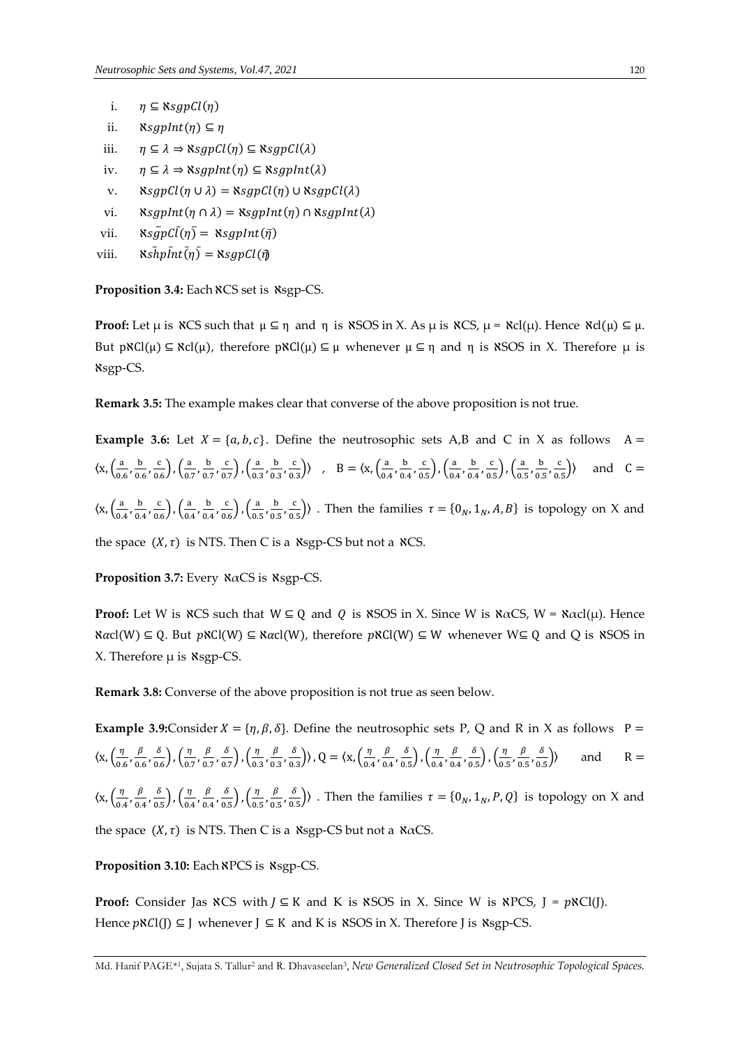i. $\eta \subseteq \aleph sgpCl(\eta)$

ii. $\aleph sgpInt(\eta) \subseteq \eta$

iii. $\eta \subseteq \lambda \Rightarrow \aleph sgpCl(\eta) \subseteq \aleph sgpCl(\lambda)$

iv. $\eta \subseteq \lambda \Rightarrow \aleph sgpInt(\eta) \subseteq \aleph sgpInt(\lambda)$

v. $\aleph sgpCl(\eta \cup \lambda) = \aleph sgpCl(\eta) \cup \aleph sgpCl(\lambda)$

vi. $\aleph sgpInt(\eta \cap \lambda) = \aleph sgpInt(\eta) \cap \aleph sgpInt(\lambda)$

vii. $\aleph \bar{sgpCl}(\bar{\eta}) = \aleph sgpInt(\bar{\eta})$

viii. $\aleph \bar{shpInt}(\bar{\eta}) = \aleph sgpCl(\bar{\eta})$

**Proposition 3.4:** Each ℵCS set is ℵsgp-CS.

**Proof:** Let μ is ℵCS such that μ ⊆ η and η is ℵSOS in X. As μ is ℵCS, μ = ℵcl(μ). Hence ℵcl(μ) ⊆ μ. But pℵCl(μ) ⊆ ℵcl(μ), therefore pℵCl(μ) ⊆ μ whenever μ ⊆ η and η is ℵSOS in X. Therefore μ is ℵsgp-CS.

**Remark 3.5:** The example makes clear that converse of the above proposition is not true.

**Example 3.6:** Let $X = \{a, b, c\}$. Define the neutrosophic sets A,B and C in X as follows $A = \langle x, \left(\frac{a}{0.6}, \frac{b}{0.6}, \frac{c}{0.6}\right), \left(\frac{a}{0.7}, \frac{b}{0.7}, \frac{c}{0.7}\right), \left(\frac{a}{0.3}, \frac{b}{0.3}, \frac{c}{0.3}\right) \rangle$ , $B = \langle x, \left(\frac{a}{0.4}, \frac{b}{0.4}, \frac{c}{0.5}\right), \left(\frac{a}{0.4}, \frac{b}{0.4}, \frac{c}{0.5}\right), \left(\frac{a}{0.5}, \frac{b}{0.5}, \frac{c}{0.5}\right) \rangle$ and $C = \langle x, \left(\frac{a}{0.4}, \frac{b}{0.4}, \frac{c}{0.6}\right), \left(\frac{a}{0.4}, \frac{b}{0.4}, \frac{c}{0.6}\right), \left(\frac{a}{0.5}, \frac{b}{0.5}, \frac{c}{0.5}\right) \rangle$. Then the families $\tau = \{0_N, 1_N, A, B\}$ is topology on X and the space $(X, \tau)$ is NTS. Then C is a ℵsgp-CS but not a ℵCS.

**Proposition 3.7:** Every ℵαCS is ℵsgp-CS.

**Proof:** Let W is ℵCS such that W ⊆ Q and $Q$ is ℵSOS in X. Since W is ℵαCS, W = ℵαcl(μ). Hence ℵαcl(W) ⊆ Q. But $p$ℵCl(W) ⊆ ℵαcl(W), therefore $p$ℵCl(W) ⊆ W whenever W⊆ Q and Q is ℵSOS in X. Therefore μ is ℵsgp-CS.

**Remark 3.8:** Converse of the above proposition is not true as seen below.

**Example 3.9:** Consider $X = \{\eta, \beta, \delta\}$. Define the neutrosophic sets P, Q and R in X as follows $P = \langle x, \left(\frac{\eta}{0.6}, \frac{\beta}{0.6}, \frac{\delta}{0.6}\right), \left(\frac{\eta}{0.7}, \frac{\beta}{0.7}, \frac{\delta}{0.7}\right), \left(\frac{\eta}{0.3}, \frac{\beta}{0.3}, \frac{\delta}{0.3}\right) \rangle$, $Q = \langle x, \left(\frac{\eta}{0.4}, \frac{\beta}{0.4}, \frac{\delta}{0.5}\right), \left(\frac{\eta}{0.4}, \frac{\beta}{0.4}, \frac{\delta}{0.5}\right), \left(\frac{\eta}{0.5}, \frac{\beta}{0.5}, \frac{\delta}{0.5}\right) \rangle$ and $R = \langle x, \left(\frac{\eta}{0.4}, \frac{\beta}{0.4}, \frac{\delta}{0.5}\right), \left(\frac{\eta}{0.4}, \frac{\beta}{0.4}, \frac{\delta}{0.5}\right), \left(\frac{\eta}{0.5}, \frac{\beta}{0.5}, \frac{\delta}{0.5}\right) \rangle$. Then the families $\tau = \{0_N, 1_N, P, Q\}$ is topology on X and the space $(X, \tau)$ is NTS. Then C is a ℵsgp-CS but not a ℵαCS.

**Proposition 3.10:** Each ℵPCS is ℵsgp-CS.

**Proof:** Consider Jas ℵCS with $J \subseteq$ K and K is ℵSOS in X. Since W is ℵPCS, J = $p$ℵCl(J). Hence $p$ℵ$C$l(J) ⊆ J whenever J ⊆ K and K is ℵSOS in X. Therefore J is ℵsgp-CS.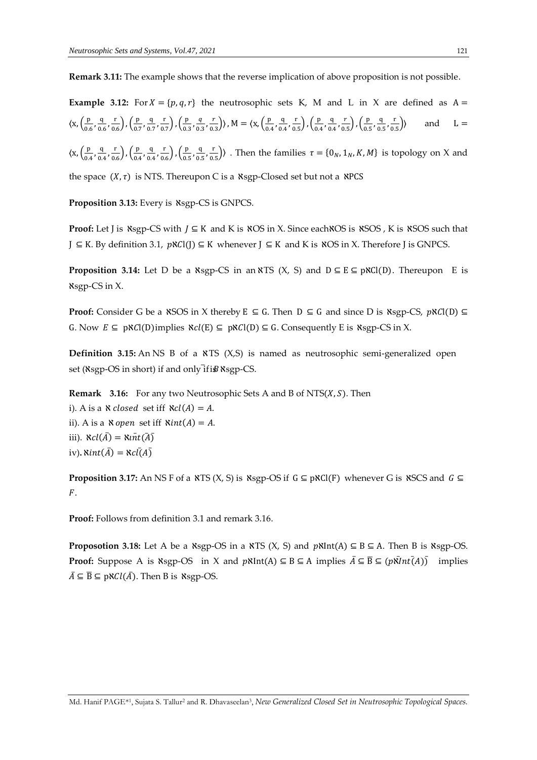**Remark 3.11:** The example shows that the reverse implication of above proposition is not possible.

**Example 3.12:** For $X = \{p, q, r\}$ the neutrosophic sets K, M and L in X are defined as $A = \langle x, \left(\frac{p}{0.6}, \frac{q}{0.6}, \frac{r}{0.6}\right), \left(\frac{p}{0.7}, \frac{q}{0.7}, \frac{r}{0.7}\right), \left(\frac{p}{0.3}, \frac{q}{0.3}, \frac{r}{0.3}\right) \rangle$, $M = \langle x, \left(\frac{p}{0.4}, \frac{q}{0.4}, \frac{r}{0.5}\right), \left(\frac{p}{0.4}, \frac{q}{0.4}, \frac{r}{0.5}\right), \left(\frac{p}{0.5}, \frac{q}{0.5}, \frac{r}{0.5}\right) \rangle$ and $L = \langle x, \left(\frac{p}{0.4}, \frac{q}{0.4}, \frac{r}{0.6}\right), \left(\frac{p}{0.4}, \frac{q}{0.4}, \frac{r}{0.6}\right), \left(\frac{p}{0.5}, \frac{q}{0.5}, \frac{r}{0.5}\right) \rangle$ . Then the families $\tau = \{0_N, 1_N, K, M\}$ is topology on X and the space $(X, \tau)$ is NTS. Thereupon C is a ℵsgp-Closed set but not a ℵPCS

**Proposition 3.13:** Every is ℵsgp-CS is GNPCS.

**Proof:** Let J is ℵsgp-CS with $J \subseteq K$ and K is ℵOS in X. Since eachℵOS is ℵSOS , K is ℵSOS such that $J \subseteq K$. By definition 3.1, $p\aleph Cl(J) \subseteq K$ whenever $J \subseteq K$ and K is ℵOS in X. Therefore J is GNPCS.

**Proposition 3.14:** Let D be a ℵsgp-CS in an ℵTS (X, S) and $D \subseteq E \subseteq p\aleph Cl(D)$. Thereupon E is ℵsgp-CS in X.

**Proof:** Consider G be a ℵSOS in X thereby $E \subseteq G$. Then $D \subseteq G$ and since D is ℵsgp-CS, $p\aleph Cl(D) \subseteq G$. Now $E \subseteq p\aleph Cl(D)$ implies $\aleph cl(E) \subseteq p\aleph Cl(D) \subseteq G$. Consequently E is ℵsgp-CS in X.

**Definition 3.15:** An NS B of a ℵTS (X,S) is named as neutrosophic semi-generalized open set (ℵsgp-OS in short) if and only if $\bar{B}$ ℵsgp-CS.

**Remark 3.16:** For any two Neutrosophic Sets A and B of NTS$(X, S)$. Then

i). A is a ℵ *closed* set iff $\aleph cl(A) = A$.

ii). A is a ℵ *open* set iff $\aleph int(A) = A$.

iii). $\aleph cl(\bar{A}) = \aleph \bar{int}(\bar{A})$

iv). $\aleph int(\bar{A}) = \aleph \bar{cl}(\bar{A})$

**Proposition 3.17:** An NS F of a ℵTS (X, S) is ℵsgp-OS if $G \subseteq p\aleph Cl(F)$ whenever G is ℵSCS and $G \subseteq F$.

**Proof:** Follows from definition 3.1 and remark 3.16.

**Proposotion 3.18:** Let A be a ℵsgp-OS in a ℵTS (X, S) and $p\aleph Int(A) \subseteq B \subseteq A$. Then B is ℵsgp-OS.

**Proof:** Suppose A is ℵsgp-OS in X and $p\aleph Int(A) \subseteq B \subseteq A$ implies $\bar{A} \subseteq \bar{B} \subseteq (p\bar{\aleph}\bar{Int}(A))$ implies $\bar{A} \subseteq \bar{B} \subseteq p\aleph Cl(\bar{A})$. Then B is ℵsgp-OS.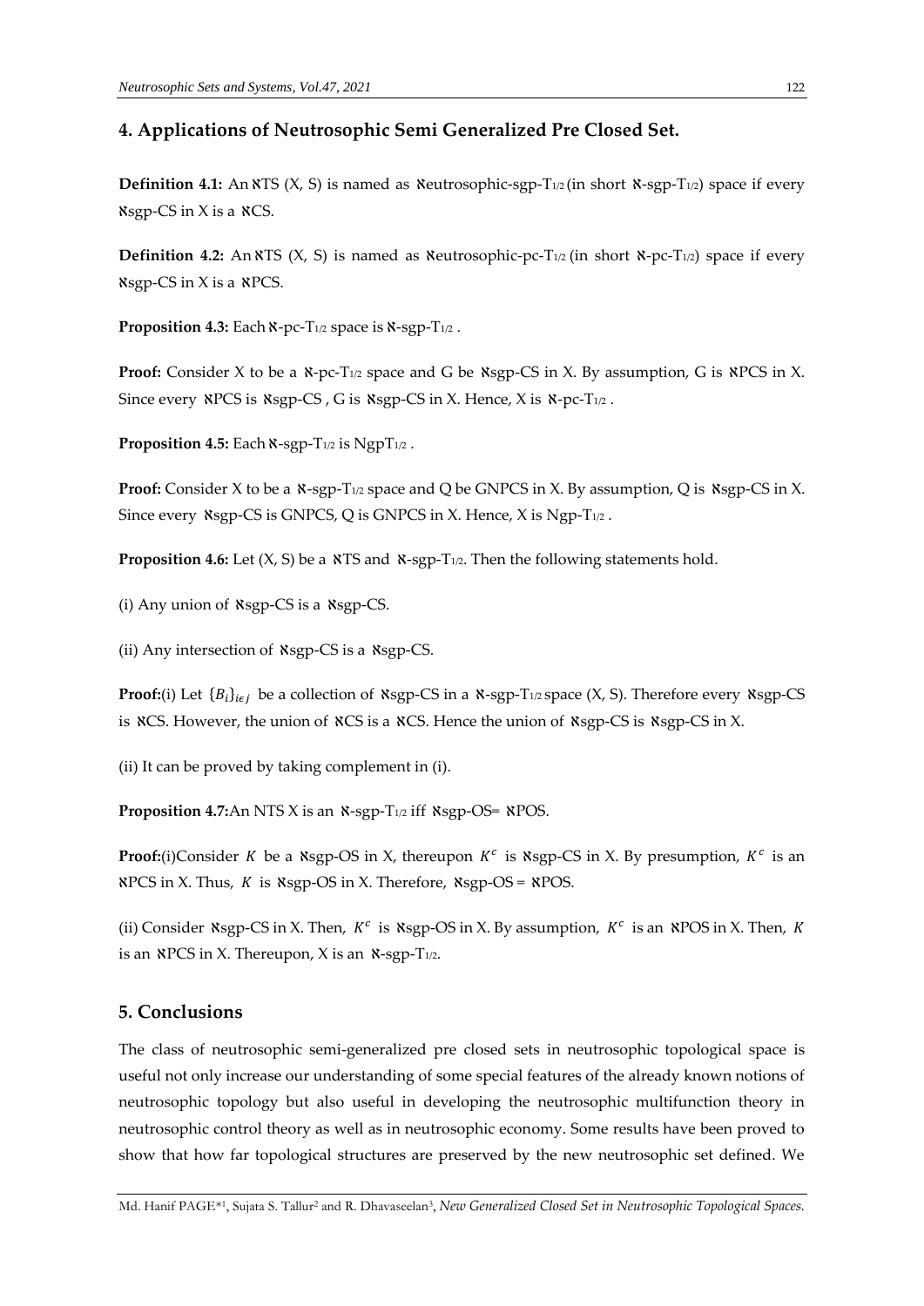## 4. Applications of Neutrosophic Semi Generalized Pre Closed Set.

**Definition 4.1:** An ℵTS (X, S) is named as ℵeutrosophic-sgp-$T_{1/2}$ (in short ℵ-sgp-$T_{1/2}$) space if every ℵsgp-CS in X is a ℵCS.

**Definition 4.2:** An ℵTS (X, S) is named as ℵeutrosophic-pc-$T_{1/2}$ (in short ℵ-pc-$T_{1/2}$) space if every ℵsgp-CS in X is a ℵPCS.

**Proposition 4.3:** Each ℵ-pc-$T_{1/2}$ space is ℵ-sgp-$T_{1/2}$ .

**Proof:** Consider X to be a ℵ-pc-$T_{1/2}$ space and G be ℵsgp-CS in X. By assumption, G is ℵPCS in X. Since every ℵPCS is ℵsgp-CS , G is ℵsgp-CS in X. Hence, X is ℵ-pc-$T_{1/2}$ .

**Proposition 4.5:** Each ℵ-sgp-$T_{1/2}$ is Ngp$T_{1/2}$ .

**Proof:** Consider X to be a ℵ-sgp-$T_{1/2}$ space and Q be GNPCS in X. By assumption, Q is ℵsgp-CS in X. Since every ℵsgp-CS is GNPCS, Q is GNPCS in X. Hence, X is Ngp-$T_{1/2}$ .

**Proposition 4.6:** Let (X, S) be a ℵTS and ℵ-sgp-$T_{1/2}$. Then the following statements hold.

(i) Any union of ℵsgp-CS is a ℵsgp-CS.

(ii) Any intersection of ℵsgp-CS is a ℵsgp-CS.

**Proof:**(i) Let $\{B_i\}_{i\epsilon j}$ be a collection of ℵsgp-CS in a ℵ-sgp-$T_{1/2}$ space (X, S). Therefore every ℵsgp-CS is ℵCS. However, the union of ℵCS is a ℵCS. Hence the union of ℵsgp-CS is ℵsgp-CS in X.

(ii) It can be proved by taking complement in (i).

**Proposition 4.7:**An NTS X is an ℵ-sgp-$T_{1/2}$ iff ℵsgp-OS= ℵPOS.

**Proof:**(i)Consider $K$ be a ℵsgp-OS in X, thereupon $K^c$ is ℵsgp-CS in X. By presumption, $K^c$ is an ℵPCS in X. Thus, $K$ is ℵsgp-OS in X. Therefore, ℵsgp-OS = ℵPOS.

(ii) Consider ℵsgp-CS in X. Then, $K^c$ is ℵsgp-OS in X. By assumption, $K^c$ is an ℵPOS in X. Then, $K$ is an ℵPCS in X. Thereupon, X is an ℵ-sgp-$T_{1/2}$.

## 5. Conclusions

The class of neutrosophic semi-generalized pre closed sets in neutrosophic topological space is useful not only increase our understanding of some special features of the already known notions of neutrosophic topology but also useful in developing the neutrosophic multifunction theory in neutrosophic control theory as well as in neutrosophic economy. Some results have been proved to show that how far topological structures are preserved by the new neutrosophic set defined. We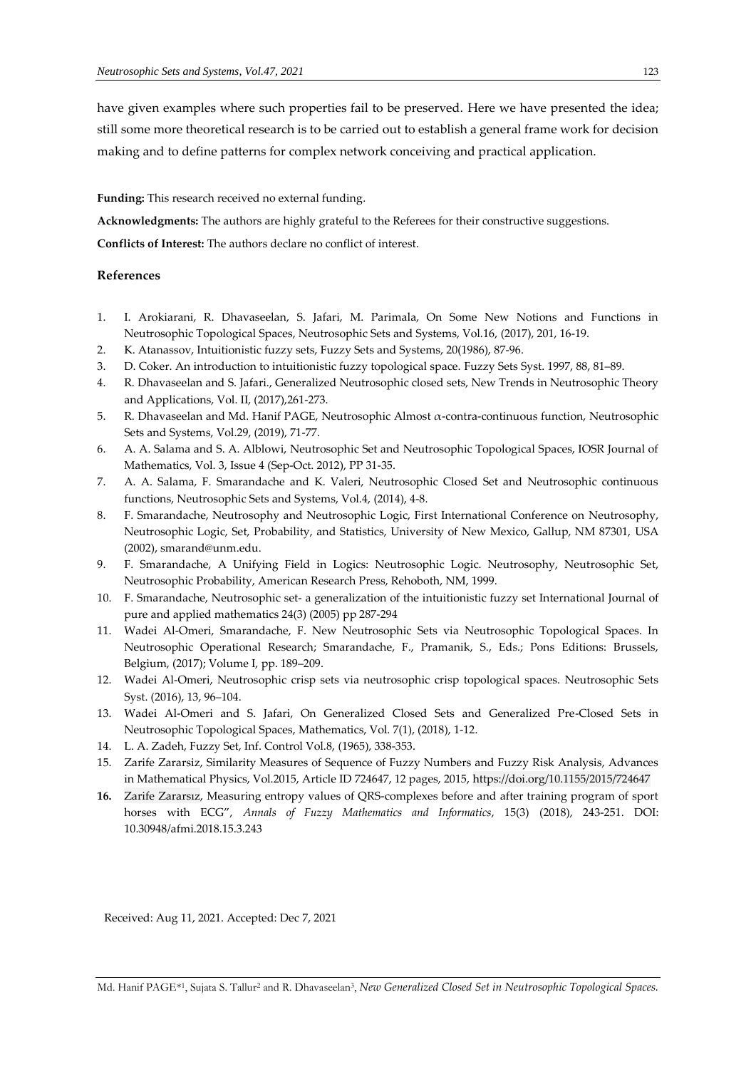have given examples where such properties fail to be preserved. Here we have presented the idea; still some more theoretical research is to be carried out to establish a general frame work for decision making and to define patterns for complex network conceiving and practical application.

**Funding:** This research received no external funding.

**Acknowledgments:** The authors are highly grateful to the Referees for their constructive suggestions.

**Conflicts of Interest:** The authors declare no conflict of interest.

## References

1. I. Arokiarani, R. Dhavaseelan, S. Jafari, M. Parimala, On Some New Notions and Functions in Neutrosophic Topological Spaces, Neutrosophic Sets and Systems, Vol.16, (2017), 201, 16-19.
2. K. Atanassov, Intuitionistic fuzzy sets, Fuzzy Sets and Systems, 20(1986), 87-96.
3. D. Coker. An introduction to intuitionistic fuzzy topological space. Fuzzy Sets Syst. 1997, 88, 81–89.
4. R. Dhavaseelan and S. Jafari., Generalized Neutrosophic closed sets, New Trends in Neutrosophic Theory and Applications, Vol. II, (2017),261-273.
5. R. Dhavaseelan and Md. Hanif PAGE, Neutrosophic Almost $\alpha$-contra-continuous function, Neutrosophic Sets and Systems, Vol.29, (2019), 71-77.
6. A. A. Salama and S. A. Alblowi, Neutrosophic Set and Neutrosophic Topological Spaces, IOSR Journal of Mathematics, Vol. 3, Issue 4 (Sep-Oct. 2012), PP 31-35.
7. A. A. Salama, F. Smarandache and K. Valeri, Neutrosophic Closed Set and Neutrosophic continuous functions, Neutrosophic Sets and Systems, Vol.4, (2014), 4-8.
8. F. Smarandache, Neutrosophy and Neutrosophic Logic, First International Conference on Neutrosophy, Neutrosophic Logic, Set, Probability, and Statistics, University of New Mexico, Gallup, NM 87301, USA (2002), smarand@unm.edu.
9. F. Smarandache, A Unifying Field in Logics: Neutrosophic Logic. Neutrosophy, Neutrosophic Set, Neutrosophic Probability, American Research Press, Rehoboth, NM, 1999.
10. F. Smarandache, Neutrosophic set- a generalization of the intuitionistic fuzzy set International Journal of pure and applied mathematics 24(3) (2005) pp 287-294
11. Wadei Al-Omeri, Smarandache, F. New Neutrosophic Sets via Neutrosophic Topological Spaces. In Neutrosophic Operational Research; Smarandache, F., Pramanik, S., Eds.; Pons Editions: Brussels, Belgium, (2017); Volume I, pp. 189–209.
12. Wadei Al-Omeri, Neutrosophic crisp sets via neutrosophic crisp topological spaces. Neutrosophic Sets Syst. (2016), 13, 96–104.
13. Wadei Al-Omeri and S. Jafari, On Generalized Closed Sets and Generalized Pre-Closed Sets in Neutrosophic Topological Spaces, Mathematics, Vol. 7(1), (2018), 1-12.
14. L. A. Zadeh, Fuzzy Set, Inf. Control Vol.8, (1965), 338-353.
15. Zarife Zararsiz, Similarity Measures of Sequence of Fuzzy Numbers and Fuzzy Risk Analysis, Advances in Mathematical Physics, Vol.2015, Article ID 724647, 12 pages, 2015, https://doi.org/10.1155/2015/724647
16. Zarife Zararsız, Measuring entropy values of QRS-complexes before and after training program of sport horses with ECG", *Annals of Fuzzy Mathematics and Informatics*, 15(3) (2018), 243-251. DOI: 10.30948/afmi.2018.15.3.243

Received: Aug 11, 2021. Accepted: Dec 7, 2021